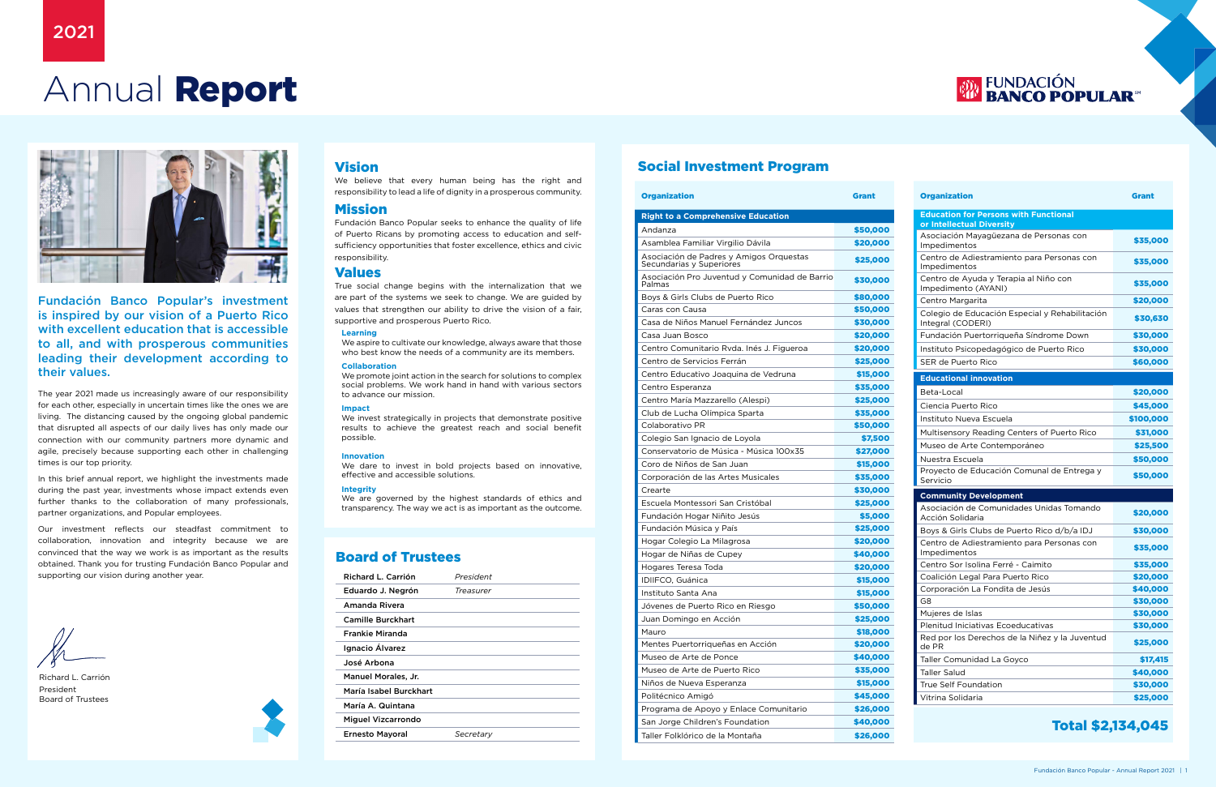2021

# Annual **Report**

FUNDACIÓN BANCO POPULAR

**Fundación Banco Popular's investment is inspired by our vision of a Puerto Rico with excellent education that is accessible to all, and with prosperous communities leading their development according to their values.**

The year 2021 made us increasingly aware of our responsibility for each other, especially in uncertain times like the ones we are living. The distancing caused by the ongoing global pandemic that disrupted all aspects of our daily lives has only made our connection with our community partners more dynamic and agile, precisely because supporting each other in challenging times is our top priority.

In this brief annual report, we highlight the investments made during the past year, investments whose impact extends even further thanks to the collaboration of many professionals, partner organizations, and Popular employees.

Our investment reflects our steadfast commitment to collaboration, innovation and integrity because we are convinced that the way we work is as important as the results obtained. Thank you for trusting Fundación Banco Popular and supporting our vision during another year.

Richard L. Carrión
President
Board of Trustees

## Vision

We believe that every human being has the right and responsibility to lead a life of dignity in a prosperous community.

## Mission

Fundación Banco Popular seeks to enhance the quality of life of Puerto Ricans by promoting access to education and self-sufficiency opportunities that foster excellence, ethics and civic responsibility.

## Values

True social change begins with the internalization that we are part of the systems we seek to change. We are guided by values that strengthen our ability to drive the vision of a fair, supportive and prosperous Puerto Rico.

### Learning

We aspire to cultivate our knowledge, always aware that those who best know the needs of a community are its members.

### Collaboration

We promote joint action in the search for solutions to complex social problems. We work hand in hand with various sectors to advance our mission.

### Impact

We invest strategically in projects that demonstrate positive results to achieve the greatest reach and social benefit possible.

### Innovation

We dare to invest in bold projects based on innovative, effective and accessible solutions.

### Integrity

We are governed by the highest standards of ethics and transparency. The way we act is as important as the outcome.

## Board of Trustees

| Name | Position |
|---|---|
| Richard L. Carrión | *President* |
| Eduardo J. Negrón | *Treasurer* |
| Amanda Rivera | |
| Camille Burckhart | |
| Frankie Miranda | |
| Ignacio Álvarez | |
| José Arbona | |
| Manuel Morales, Jr. | |
| María Isabel Burckhart | |
| María A. Quintana | |
| Miguel Vizcarrondo | |
| Ernesto Mayoral | *Secretary* |

## Social Investment Program

| Organization | Grant |
|---|---|
| **Right to a Comprehensive Education** | |
| Andanza | $50,000 |
| Asamblea Familiar Virgilio Dávila | $20,000 |
| Asociación de Padres y Amigos Orquestas Secundarias y Superiores | $25,000 |
| Asociación Pro Juventud y Comunidad de Barrio Palmas | $30,000 |
| Boys & Girls Clubs de Puerto Rico | $80,000 |
| Caras con Causa | $50,000 |
| Casa de Niños Manuel Fernández Juncos | $30,000 |
| Casa Juan Bosco | $20,000 |
| Centro Comunitario Rvda. Inés J. Figueroa | $20,000 |
| Centro de Servicios Ferrán | $25,000 |
| Centro Educativo Joaquina de Vedruna | $15,000 |
| Centro Esperanza | $35,000 |
| Centro María Mazzarello (Alespi) | $25,000 |
| Club de Lucha Olímpica Sparta | $35,000 |
| Colaborativo PR | $50,000 |
| Colegio San Ignacio de Loyola | $7,500 |
| Conservatorio de Música - Música 100x35 | $27,000 |
| Coro de Niños de San Juan | $15,000 |
| Corporación de las Artes Musicales | $35,000 |
| Crearte | $30,000 |
| Escuela Montessori San Cristóbal | $25,000 |
| Fundación Hogar Niñito Jesús | $5,000 |
| Fundación Música y País | $25,000 |
| Hogar Colegio La Milagrosa | $20,000 |
| Hogar de Niñas de Cupey | $40,000 |
| Hogares Teresa Toda | $20,000 |
| IDIIFCO, Guánica | $15,000 |
| Instituto Santa Ana | $15,000 |
| Jóvenes de Puerto Rico en Riesgo | $50,000 |
| Juan Domingo en Acción | $25,000 |
| Mauro | $18,000 |
| Mentes Puertorriqueñas en Acción | $20,000 |
| Museo de Arte de Ponce | $40,000 |
| Museo de Arte de Puerto Rico | $35,000 |
| Niños de Nueva Esperanza | $15,000 |
| Politécnico Amigó | $45,000 |
| Programa de Apoyo y Enlace Comunitario | $26,000 |
| San Jorge Children's Foundation | $40,000 |
| Taller Folklórico de la Montaña | $26,000 |
| **Education for Persons with Functional or Intellectual Diversity** | |
| Asociación Mayagüezana de Personas con Impedimentos | $35,000 |
| Centro de Adiestramiento para Personas con Impedimentos | $35,000 |
| Centro de Ayuda y Terapia al Niño con Impedimento (AYANI) | $35,000 |
| Centro Margarita | $20,000 |
| Colegio de Educación Especial y Rehabilitación Integral (CODERI) | $30,630 |
| Fundación Puertorriqueña Síndrome Down | $30,000 |
| Instituto Psicopedagógico de Puerto Rico | $30,000 |
| SER de Puerto Rico | $60,000 |
| **Educational innovation** | |
| Beta-Local | $20,000 |
| Ciencia Puerto Rico | $45,000 |
| Instituto Nueva Escuela | $100,000 |
| Multisensory Reading Centers of Puerto Rico | $31,000 |
| Museo de Arte Contemporáneo | $25,500 |
| Nuestra Escuela | $50,000 |
| Proyecto de Educación Comunal de Entrega y Servicio | $50,000 |
| **Community Development** | |
| Asociación de Comunidades Unidas Tomando Acción Solidaria | $20,000 |
| Boys & Girls Clubs de Puerto Rico d/b/a IDJ | $30,000 |
| Centro de Adiestramiento para Personas con Impedimentos | $35,000 |
| Centro Sor Isolina Ferré - Caimito | $35,000 |
| Coalición Legal Para Puerto Rico | $20,000 |
| Corporación La Fondita de Jesús | $40,000 |
| G8 | $30,000 |
| Mujeres de Islas | $30,000 |
| Plenitud Iniciativas Ecoeducativas | $30,000 |
| Red por los Derechos de la Niñez y la Juventud de PR | $25,000 |
| Taller Comunidad La Goyco | $17,415 |
| Taller Salud | $40,000 |
| True Self Foundation | $30,000 |
| Vitrina Solidaria | $25,000 |

**Total $2,134,045**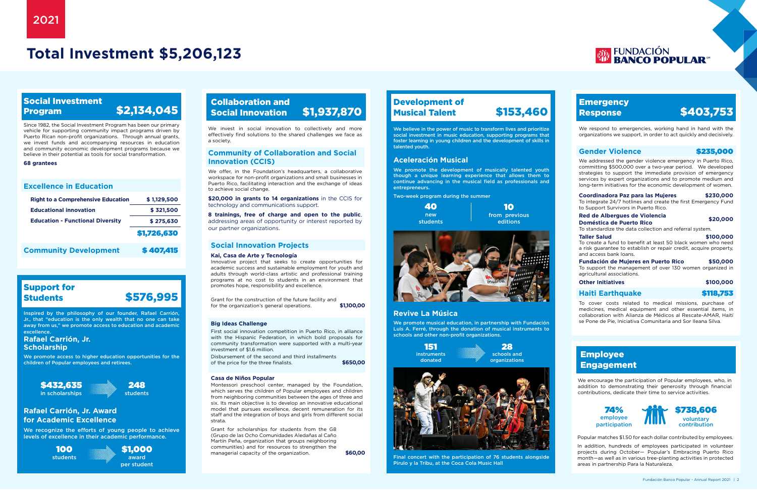2021

# Total Investment $5,206,123

FUNDACIÓN BANCO POPULAR

## Social Investment Program $2,134,045

Since 1982, the Social Investment Program has been our primary vehicle for supporting community impact programs driven by Puerto Rican non-profit organizations. Through annual grants, we invest funds and accompanying resources in education and community economic development programs because we believe in their potential as tools for social transformation.

**68 grantees**

### Excellence in Education

| | |
|---|---|
| Right to a Comprehensive Education | $ 1,129,500 |
| Educational innovation | $ 321,500 |
| Education - Functional Diversity | $ 275,630 |
| | **$1,726,630** |

### Community Development $ 407,415

## Support for Students $576,995

Inspired by the philosophy of our founder, Rafael Carrión, Jr., that "education is the only wealth that no one can take away from us," we promote access to education and academic excellence.

### Rafael Carrión, Jr. Scholarship

We promote access to higher education opportunities for the children of Popular employees and retirees.

**$432,635** in scholarships → **248** students

### Rafael Carrión, Jr. Award for Academic Excellence

We recognize the efforts of young people to achieve levels of excellence in their academic performance.

**100** students → **$1,000** award per student

## Collaboration and Social Innovation $1,937,870

We invest in social innovation to collectively and more effectively find solutions to the shared challenges we face as a society.

### Community of Collaboration and Social Innovation (CCIS)

We offer, in the Foundation's headquarters, a collaborative workspace for non-profit organizations and small businesses in Puerto Rico, facilitating interaction and the exchange of ideas to achieve social change.

**$20,000 in grants to 14 organizations** in the CCIS for technology and communications support.

**8 trainings, free of charge and open to the public**, addressing areas of opportunity or interest reported by our partner organizations.

### Social Innovation Projects

**Kai, Casa de Arte y Tecnología**

Innovative project that seeks to create opportunities for academic success and sustainable employment for youth and adults through world-class artistic and professional training programs at no cost to students in an environment that promotes hope, responsibility and excellence.

Grant for the construction of the future facility and for the organization's general operations. **$1,100,00**

**Big Ideas Challenge**

First social innovation competition in Puerto Rico, in alliance with the Hispanic Federation, in which bold proposals for community transformation were supported with a multi-year investment of $1.6 million.

Disbursement of the second and third installments of the price for the three finalists. **$650,00**

**Casa de Niños Popular**

Montessori preschool center, managed by the Foundation, which serves the children of Popular employees and children from neighboring communities between the ages of three and six. Its main objective is to develop an innovative educational model that pursues excellence, decent remuneration for its staff and the integration of boys and girls from different social strata.

Grant for scholarships for students from the G8 (Grupo de las Ocho Comunidades Aledañas al Caño Martín Peña, organization that groups neighboring communities) and for resources to strengthen the managerial capacity of the organization. **$60,00**

## Development of Musical Talent $153,460

**We believe in the power of music to transform lives and prioritize social investment in music education, supporting programs that foster learning in young children and the development of skills in talented youth.**

### Aceleración Musical

**We promote the development of musically talented youth though a unique learning experience that allows them to continue advancing in the musical field as professionals and entrepreneurs.**

Two-week program during the summer

**40** new students | **10** from previous editions

### Revive La Música

**We promote musical education, in partnership with Fundación Luis A. Ferré, through the donation of musical instruments to schools and other non-profit organizations.**

**151** instruments donated → **28** schools and organizations

Final concert with the participation of 76 students alongside Pirulo y la Tribu, at the Coca Cola Music Hall

## Emergency Response $403,753

We respond to emergencies, working hand in hand with the organizations we support, in order to act quickly and decisively.

### Gender Violence $235,000

We addressed the gender violence emergency in Puerto Rico, committing $500,000 over a two-year period. We developed strategies to support the immediate provision of emergency services by expert organizations and to promote medium and long-term initiatives for the economic development of women.

**Coordinadora Paz para las Mujeres** **$230,000**
To integrate 24/7 hotlines and create the first Emergency Fund to Support Survivors in Puerto Rico.

**Red de Albergues de Violencia Doméstica de Puerto Rico** **$20,000**
To standardize the data collection and referral system.

**Taller Salud** **$100,000**
To create a fund to benefit at least 50 black women who need a risk guarantee to establish or repair credit, acquire property, and access bank loans.

**Fundación de Mujeres en Puerto Rico** **$50,000**
To support the management of over 130 women organized in agricultural associations.

**Other Initiatives** **$100,000**

### Haiti Earthquake $118,753

To cover costs related to medical missions, purchase of medicines, medical equipment and other essential items, in collaboration with Alianza de Médicos al Rescate-AMAR, Haití se Pone de Pie, Iniciativa Comunitaria and Sor Ileana Silva.

## Employee Engagement

We encourage the participation of Popular employees, who, in addition to demonstrating their generosity through financial contributions, dedicate their time to service activities.

**74%** employee participation | **$738,606** voluntary contribution

Popular matches $1.50 for each dollar contributed by employees.

In addition, hundreds of employees participated in volunteer projects during October— Popular's Embracing Puerto Rico month—as well as in various tree-planting activities in protected areas in partnership Para la Naturaleza.